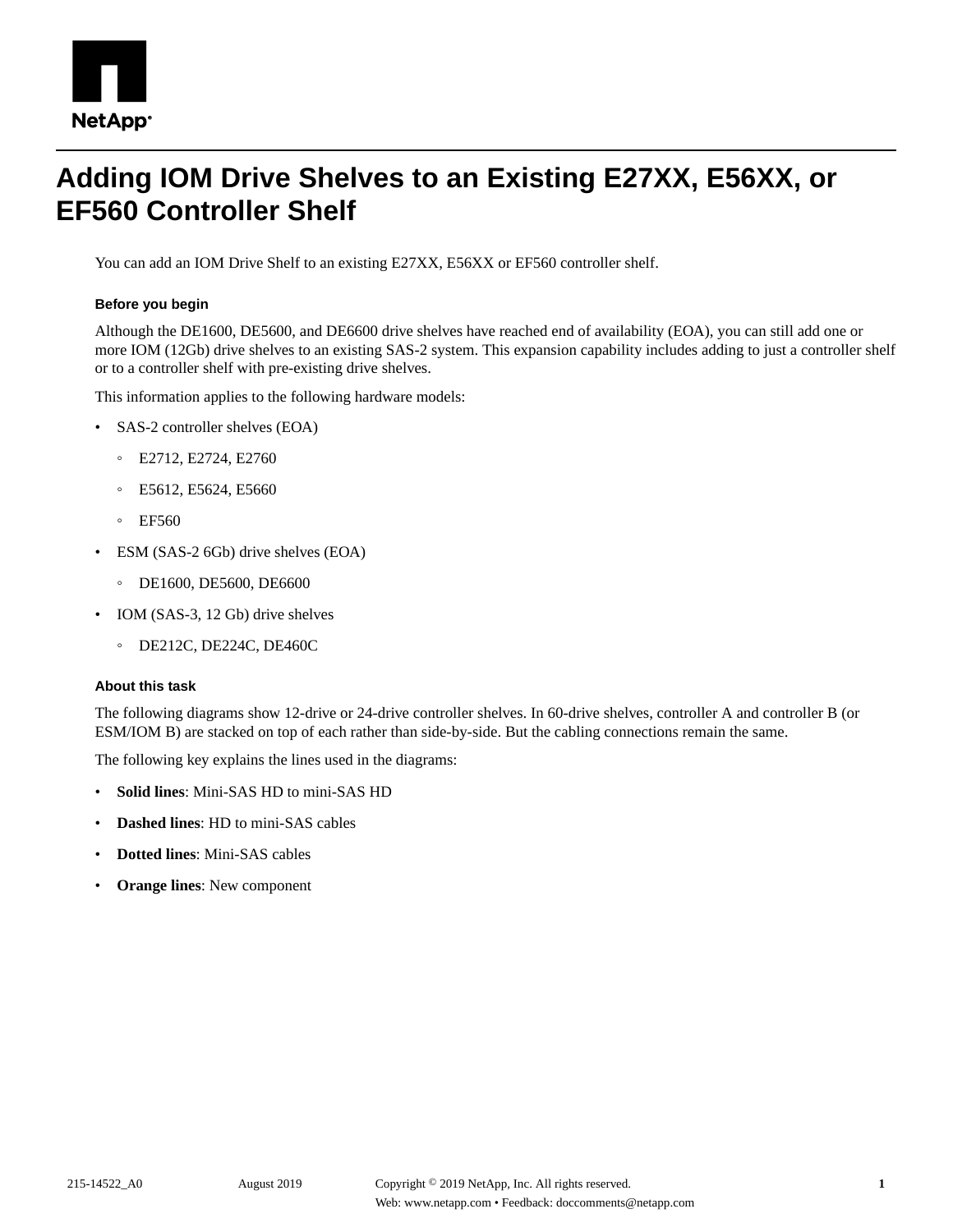# Adding IOM Drive Shelves to an Existing E27XX, E56XX, or EF560 Controller Shelf

You can add an IOM Drive Shelf to an existing E27XX, E56XX or EF560 controller shelf.

### Before you begin

Although the DE1600, DE5600, and DE6600 drive shelves have reached end of availability (EOA), you can still add one or more IOM (12Gb) drive shelves to an existing SAS-2 system. This expansion capability includes adding to just a controller shelf or to a controller shelf with pre-existing drive shelves.

This information applies to the following hardware models:

- SAS-2 controller shelves (EOA)
  - E2712, E2724, E2760
  - E5612, E5624, E5660
  - EF560
- ESM (SAS-2 6Gb) drive shelves (EOA)
  - DE1600, DE5600, DE6600
- IOM (SAS-3, 12 Gb) drive shelves
  - DE212C, DE224C, DE460C

### About this task

The following diagrams show 12-drive or 24-drive controller shelves. In 60-drive shelves, controller A and controller B (or ESM/IOM B) are stacked on top of each rather than side-by-side. But the cabling connections remain the same.

The following key explains the lines used in the diagrams:

- **Solid lines**: Mini-SAS HD to mini-SAS HD
- **Dashed lines**: HD to mini-SAS cables
- **Dotted lines**: Mini-SAS cables
- **Orange lines**: New component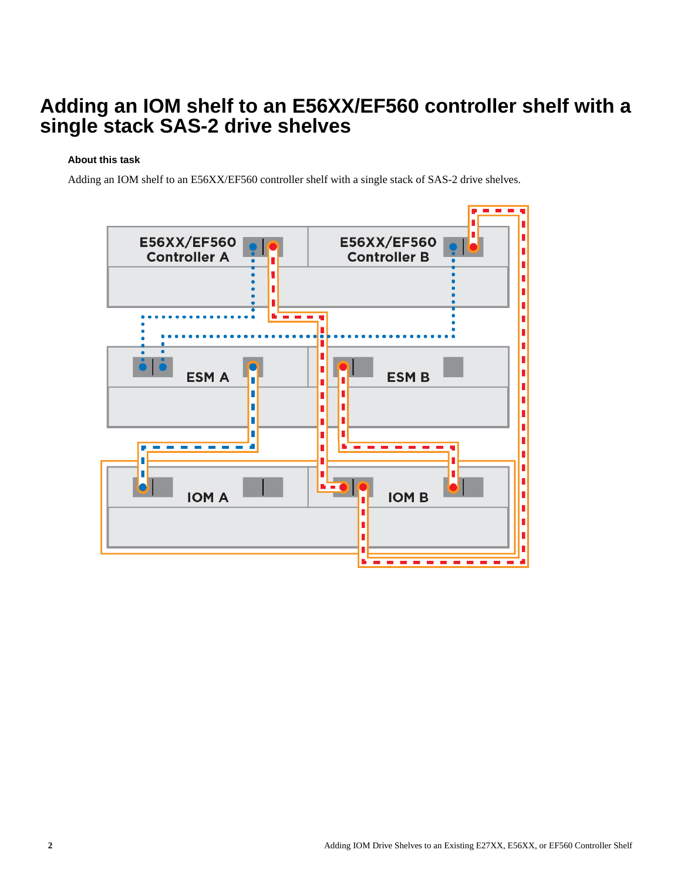# Adding an IOM shelf to an E56XX/EF560 controller shelf with a single stack SAS-2 drive shelves

#### About this task

Adding an IOM shelf to an E56XX/EF560 controller shelf with a single stack of SAS-2 drive shelves.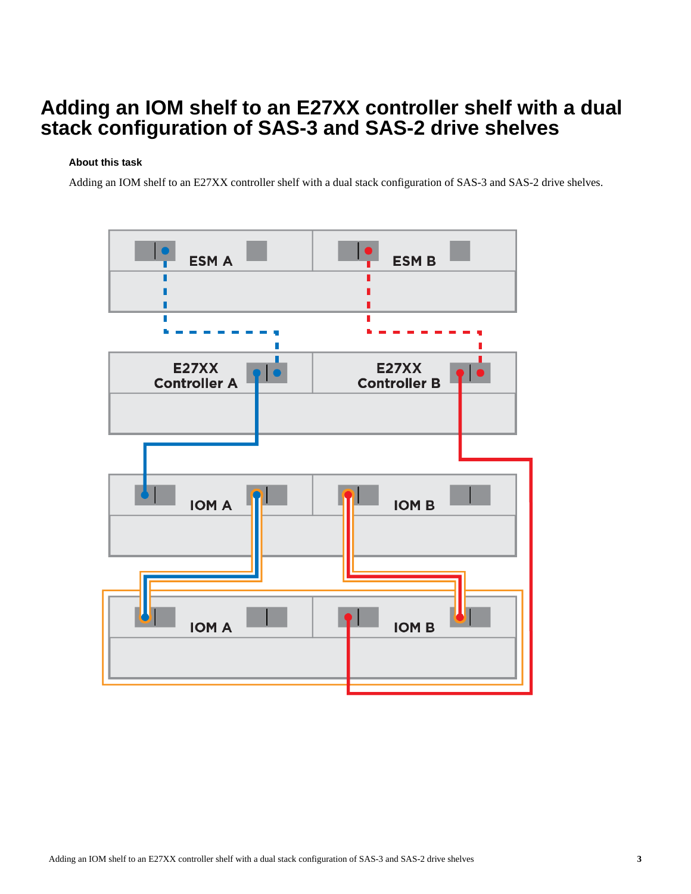# Adding an IOM shelf to an E27XX controller shelf with a dual stack configuration of SAS-3 and SAS-2 drive shelves

#### About this task

Adding an IOM shelf to an E27XX controller shelf with a dual stack configuration of SAS-3 and SAS-2 drive shelves.

ESM A

ESM B

E27XX
Controller A

E27XX
Controller B

IOM A

IOM B

IOM A

IOM B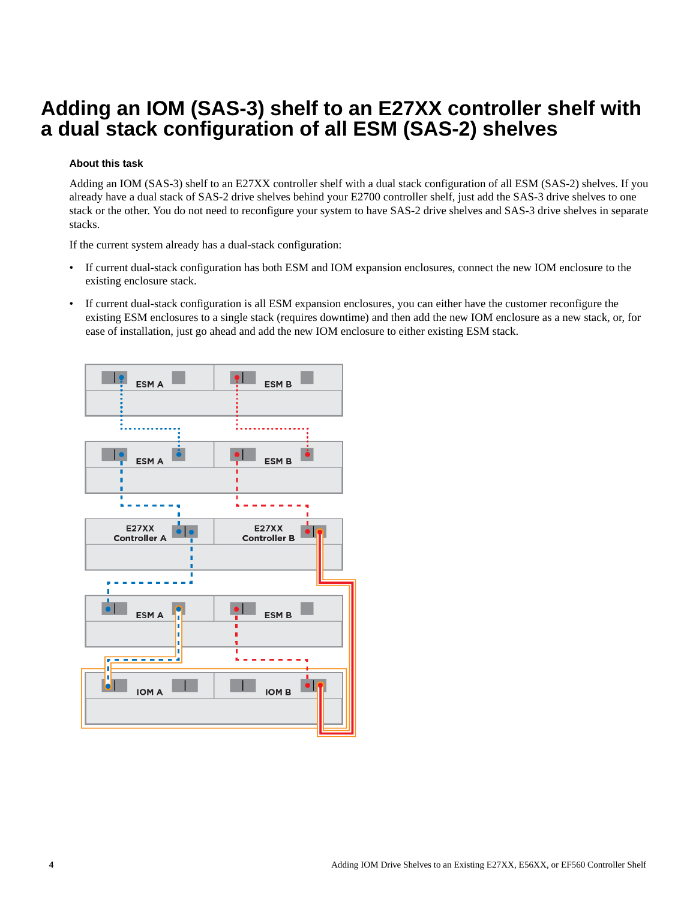# Adding an IOM (SAS-3) shelf to an E27XX controller shelf with a dual stack configuration of all ESM (SAS-2) shelves

#### About this task

Adding an IOM (SAS-3) shelf to an E27XX controller shelf with a dual stack configuration of all ESM (SAS-2) shelves. If you already have a dual stack of SAS-2 drive shelves behind your E2700 controller shelf, just add the SAS-3 drive shelves to one stack or the other. You do not need to reconfigure your system to have SAS-2 drive shelves and SAS-3 drive shelves in separate stacks.

If the current system already has a dual-stack configuration:

- If current dual-stack configuration has both ESM and IOM expansion enclosures, connect the new IOM enclosure to the existing enclosure stack.
- If current dual-stack configuration is all ESM expansion enclosures, you can either have the customer reconfigure the existing ESM enclosures to a single stack (requires downtime) and then add the new IOM enclosure as a new stack, or, for ease of installation, just go ahead and add the new IOM enclosure to either existing ESM stack.

ESM A
ESM B
ESM A
ESM B
E27XX Controller A
E27XX Controller B
ESM A
ESM B
IOM A
IOM B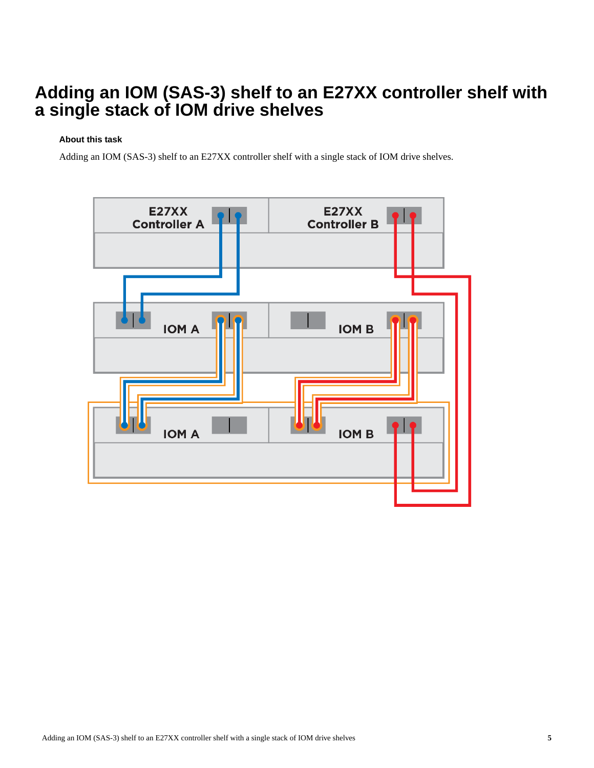# Adding an IOM (SAS-3) shelf to an E27XX controller shelf with a single stack of IOM drive shelves

**About this task**

Adding an IOM (SAS-3) shelf to an E27XX controller shelf with a single stack of IOM drive shelves.

E27XX Controller A

E27XX Controller B

IOM A

IOM B

IOM A

IOM B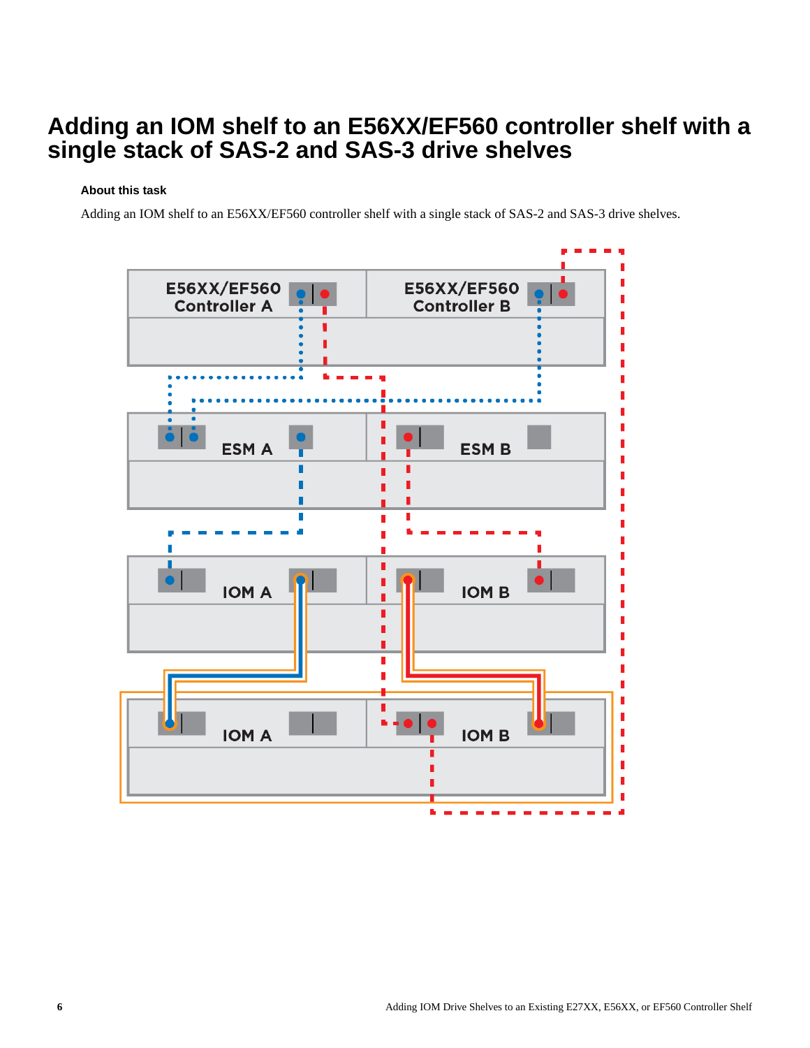# Adding an IOM shelf to an E56XX/EF560 controller shelf with a single stack of SAS-2 and SAS-3 drive shelves

#### About this task

Adding an IOM shelf to an E56XX/EF560 controller shelf with a single stack of SAS-2 and SAS-3 drive shelves.

E56XX/EF560 Controller A

E56XX/EF560 Controller B

ESM A

ESM B

IOM A

IOM B

IOM A

IOM B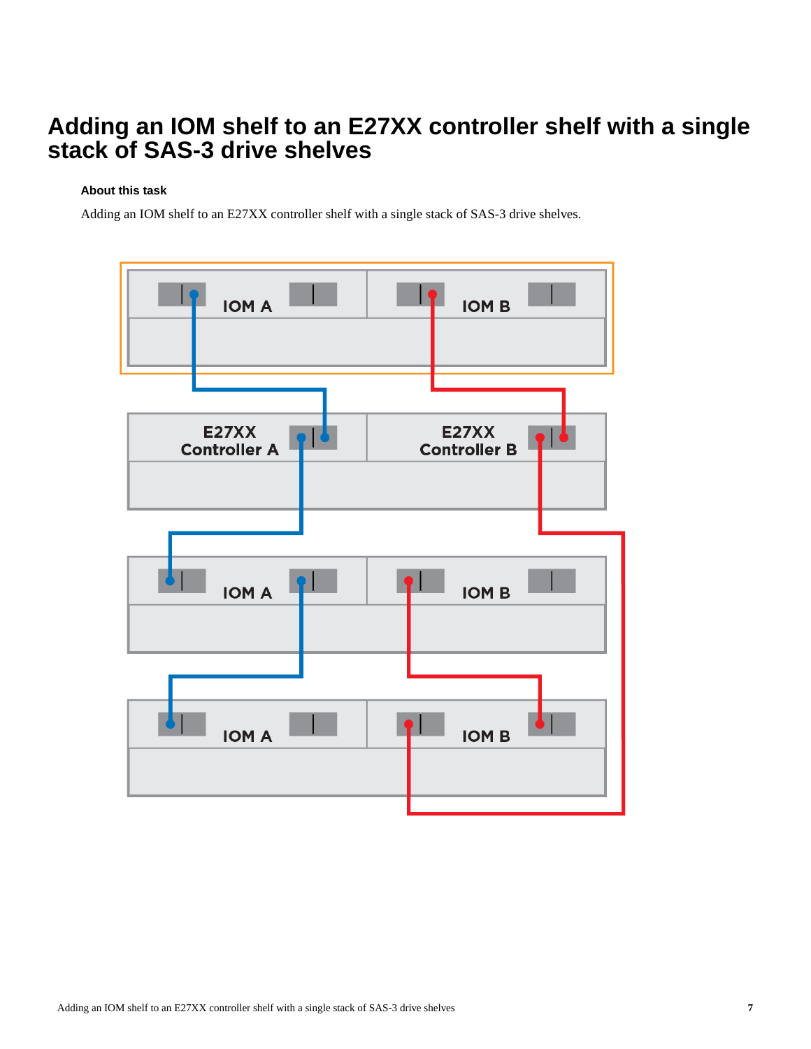# Adding an IOM shelf to an E27XX controller shelf with a single stack of SAS-3 drive shelves

#### About this task

Adding an IOM shelf to an E27XX controller shelf with a single stack of SAS-3 drive shelves.

IOM A
IOM B
E27XX Controller A
E27XX Controller B
IOM A
IOM B
IOM A
IOM B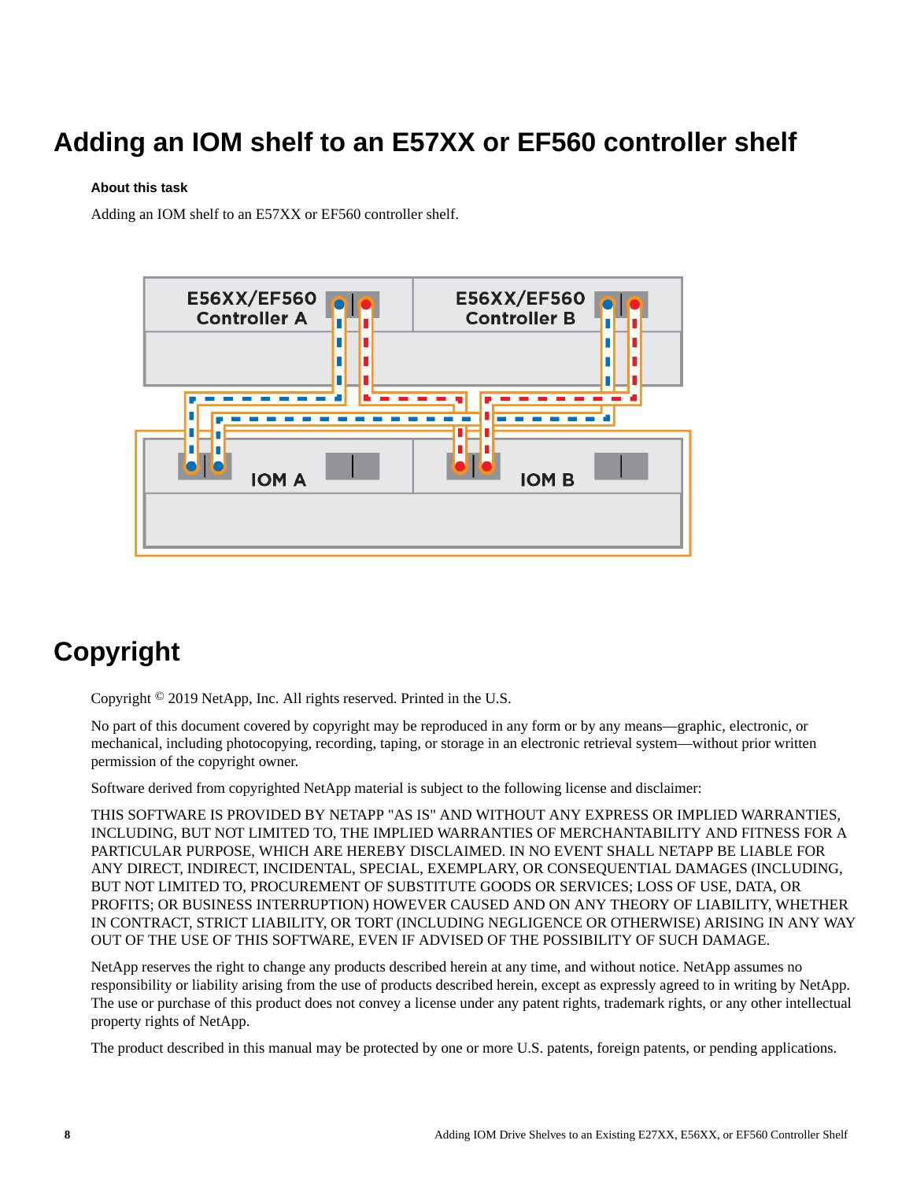# Adding an IOM shelf to an E57XX or EF560 controller shelf

**About this task**

Adding an IOM shelf to an E57XX or EF560 controller shelf.

E56XX/EF560 Controller A

E56XX/EF560 Controller B

IOM A

IOM B

# Copyright

Copyright © 2019 NetApp, Inc. All rights reserved. Printed in the U.S.

No part of this document covered by copyright may be reproduced in any form or by any means—graphic, electronic, or mechanical, including photocopying, recording, taping, or storage in an electronic retrieval system—without prior written permission of the copyright owner.

Software derived from copyrighted NetApp material is subject to the following license and disclaimer:

THIS SOFTWARE IS PROVIDED BY NETAPP "AS IS" AND WITHOUT ANY EXPRESS OR IMPLIED WARRANTIES, INCLUDING, BUT NOT LIMITED TO, THE IMPLIED WARRANTIES OF MERCHANTABILITY AND FITNESS FOR A PARTICULAR PURPOSE, WHICH ARE HEREBY DISCLAIMED. IN NO EVENT SHALL NETAPP BE LIABLE FOR ANY DIRECT, INDIRECT, INCIDENTAL, SPECIAL, EXEMPLARY, OR CONSEQUENTIAL DAMAGES (INCLUDING, BUT NOT LIMITED TO, PROCUREMENT OF SUBSTITUTE GOODS OR SERVICES; LOSS OF USE, DATA, OR PROFITS; OR BUSINESS INTERRUPTION) HOWEVER CAUSED AND ON ANY THEORY OF LIABILITY, WHETHER IN CONTRACT, STRICT LIABILITY, OR TORT (INCLUDING NEGLIGENCE OR OTHERWISE) ARISING IN ANY WAY OUT OF THE USE OF THIS SOFTWARE, EVEN IF ADVISED OF THE POSSIBILITY OF SUCH DAMAGE.

NetApp reserves the right to change any products described herein at any time, and without notice. NetApp assumes no responsibility or liability arising from the use of products described herein, except as expressly agreed to in writing by NetApp. The use or purchase of this product does not convey a license under any patent rights, trademark rights, or any other intellectual property rights of NetApp.

The product described in this manual may be protected by one or more U.S. patents, foreign patents, or pending applications.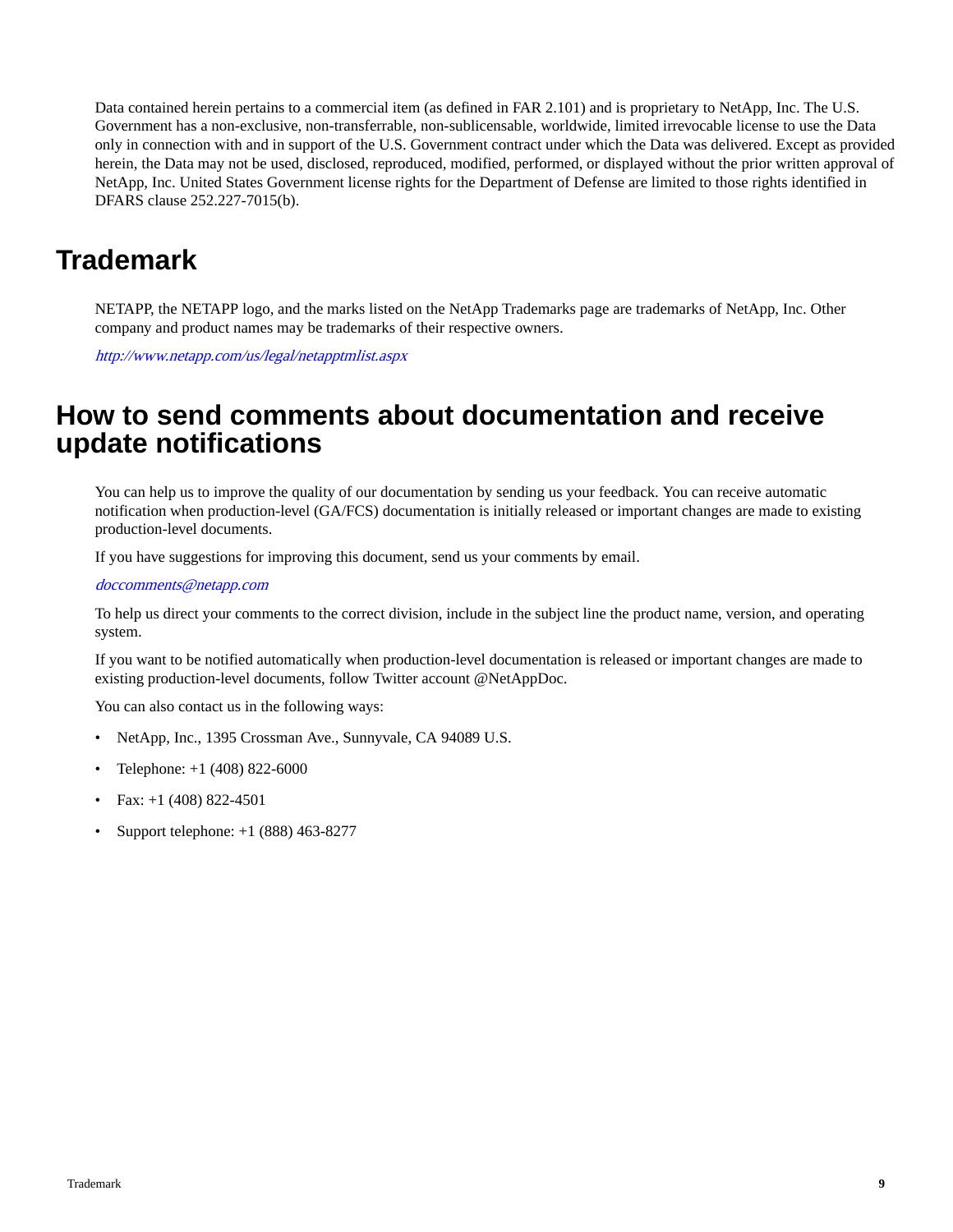Data contained herein pertains to a commercial item (as defined in FAR 2.101) and is proprietary to NetApp, Inc. The U.S. Government has a non-exclusive, non-transferrable, non-sublicensable, worldwide, limited irrevocable license to use the Data only in connection with and in support of the U.S. Government contract under which the Data was delivered. Except as provided herein, the Data may not be used, disclosed, reproduced, modified, performed, or displayed without the prior written approval of NetApp, Inc. United States Government license rights for the Department of Defense are limited to those rights identified in DFARS clause 252.227-7015(b).

# Trademark

NETAPP, the NETAPP logo, and the marks listed on the NetApp Trademarks page are trademarks of NetApp, Inc. Other company and product names may be trademarks of their respective owners.

*http://www.netapp.com/us/legal/netapptmlist.aspx*

# How to send comments about documentation and receive update notifications

You can help us to improve the quality of our documentation by sending us your feedback. You can receive automatic notification when production-level (GA/FCS) documentation is initially released or important changes are made to existing production-level documents.

If you have suggestions for improving this document, send us your comments by email.

*doccomments@netapp.com*

To help us direct your comments to the correct division, include in the subject line the product name, version, and operating system.

If you want to be notified automatically when production-level documentation is released or important changes are made to existing production-level documents, follow Twitter account @NetAppDoc.

You can also contact us in the following ways:

- NetApp, Inc., 1395 Crossman Ave., Sunnyvale, CA 94089 U.S.
- Telephone: +1 (408) 822-6000
- Fax: +1 (408) 822-4501
- Support telephone: +1 (888) 463-8277